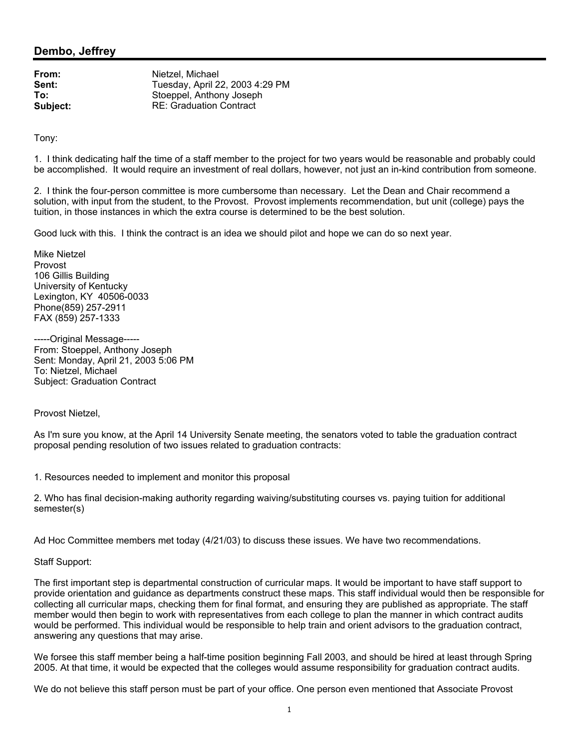## Dembo, Jeffrey

**From:** Nietzel, Michael
**Sent:** Tuesday, April 22, 2003 4:29 PM
**To:** Stoeppel, Anthony Joseph
**Subject:** RE: Graduation Contract

Tony:

1. I think dedicating half the time of a staff member to the project for two years would be reasonable and probably could be accomplished. It would require an investment of real dollars, however, not just an in-kind contribution from someone.

2. I think the four-person committee is more cumbersome than necessary. Let the Dean and Chair recommend a solution, with input from the student, to the Provost. Provost implements recommendation, but unit (college) pays the tuition, in those instances in which the extra course is determined to be the best solution.

Good luck with this. I think the contract is an idea we should pilot and hope we can do so next year.

Mike Nietzel
Provost
106 Gillis Building
University of Kentucky
Lexington, KY 40506-0033
Phone(859) 257-2911
FAX (859) 257-1333

-----Original Message-----
From: Stoeppel, Anthony Joseph
Sent: Monday, April 21, 2003 5:06 PM
To: Nietzel, Michael
Subject: Graduation Contract

Provost Nietzel,

As I'm sure you know, at the April 14 University Senate meeting, the senators voted to table the graduation contract proposal pending resolution of two issues related to graduation contracts:

1. Resources needed to implement and monitor this proposal

2. Who has final decision-making authority regarding waiving/substituting courses vs. paying tuition for additional semester(s)

Ad Hoc Committee members met today (4/21/03) to discuss these issues. We have two recommendations.

Staff Support:

The first important step is departmental construction of curricular maps. It would be important to have staff support to provide orientation and guidance as departments construct these maps. This staff individual would then be responsible for collecting all curricular maps, checking them for final format, and ensuring they are published as appropriate. The staff member would then begin to work with representatives from each college to plan the manner in which contract audits would be performed. This individual would be responsible to help train and orient advisors to the graduation contract, answering any questions that may arise.

We forsee this staff member being a half-time position beginning Fall 2003, and should be hired at least through Spring 2005. At that time, it would be expected that the colleges would assume responsibility for graduation contract audits.

We do not believe this staff person must be part of your office. One person even mentioned that Associate Provost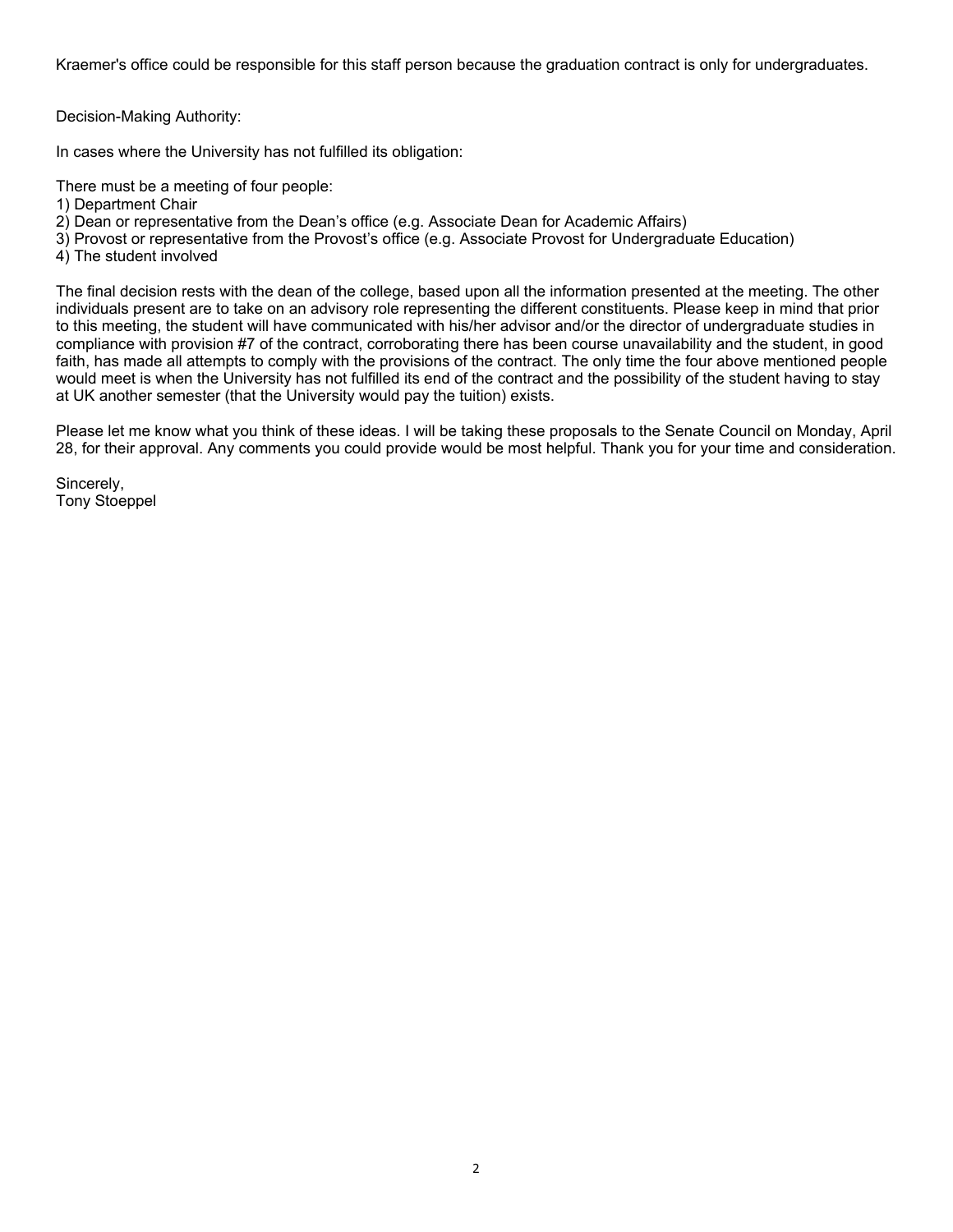Kraemer's office could be responsible for this staff person because the graduation contract is only for undergraduates.

Decision-Making Authority:

In cases where the University has not fulfilled its obligation:

There must be a meeting of four people:
1) Department Chair
2) Dean or representative from the Dean's office (e.g. Associate Dean for Academic Affairs)
3) Provost or representative from the Provost's office (e.g. Associate Provost for Undergraduate Education)
4) The student involved

The final decision rests with the dean of the college, based upon all the information presented at the meeting. The other individuals present are to take on an advisory role representing the different constituents. Please keep in mind that prior to this meeting, the student will have communicated with his/her advisor and/or the director of undergraduate studies in compliance with provision #7 of the contract, corroborating there has been course unavailability and the student, in good faith, has made all attempts to comply with the provisions of the contract. The only time the four above mentioned people would meet is when the University has not fulfilled its end of the contract and the possibility of the student having to stay at UK another semester (that the University would pay the tuition) exists.

Please let me know what you think of these ideas. I will be taking these proposals to the Senate Council on Monday, April 28, for their approval. Any comments you could provide would be most helpful. Thank you for your time and consideration.

Sincerely,
Tony Stoeppel